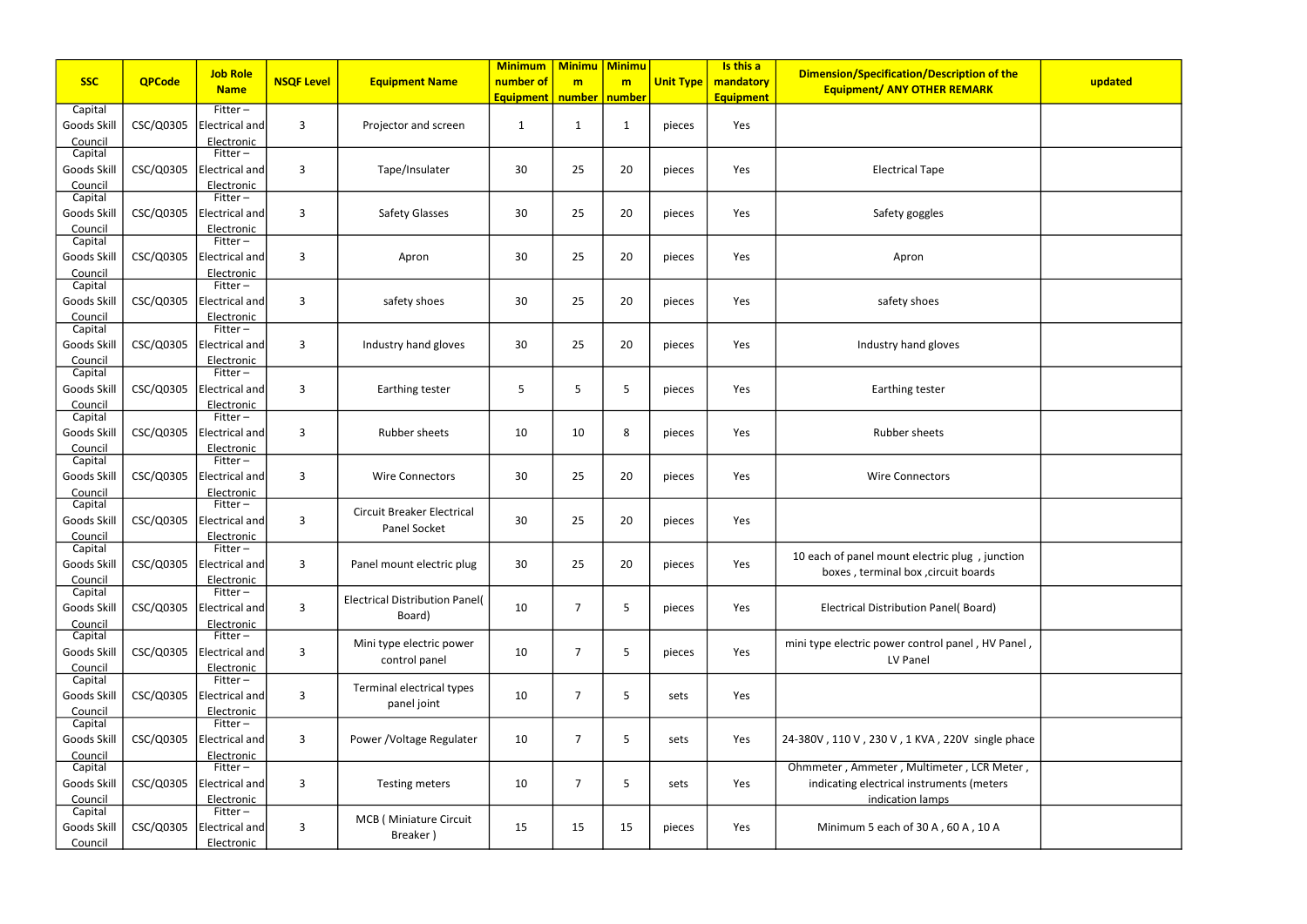| SSC | QPCode | Job Role Name | NSQF Level | Equipment Name | Minimum number of Equipment | Minimum number | Minimum number | Unit Type | Is this a mandatory Equipment | Dimension/Specification/Description of the Equipment/ ANY OTHER REMARK | updated |
|---|---|---|---|---|---|---|---|---|---|---|---|
| Capital Goods Skill Council | CSC/Q0305 | Fitter – Electrical and Electronic | 3 | Projector and screen | 1 | 1 | 1 | pieces | Yes | | |
| Capital Goods Skill Council | CSC/Q0305 | Fitter – Electrical and Electronic | 3 | Tape/Insulater | 30 | 25 | 20 | pieces | Yes | Electrical Tape | |
| Capital Goods Skill Council | CSC/Q0305 | Fitter – Electrical and Electronic | 3 | Safety Glasses | 30 | 25 | 20 | pieces | Yes | Safety goggles | |
| Capital Goods Skill Council | CSC/Q0305 | Fitter – Electrical and Electronic | 3 | Apron | 30 | 25 | 20 | pieces | Yes | Apron | |
| Capital Goods Skill Council | CSC/Q0305 | Fitter – Electrical and Electronic | 3 | safety shoes | 30 | 25 | 20 | pieces | Yes | safety shoes | |
| Capital Goods Skill Council | CSC/Q0305 | Fitter – Electrical and Electronic | 3 | Industry hand gloves | 30 | 25 | 20 | pieces | Yes | Industry hand gloves | |
| Capital Goods Skill Council | CSC/Q0305 | Fitter – Electrical and Electronic | 3 | Earthing tester | 5 | 5 | 5 | pieces | Yes | Earthing tester | |
| Capital Goods Skill Council | CSC/Q0305 | Fitter – Electrical and Electronic | 3 | Rubber sheets | 10 | 10 | 8 | pieces | Yes | Rubber sheets | |
| Capital Goods Skill Council | CSC/Q0305 | Fitter – Electrical and Electronic | 3 | Wire Connectors | 30 | 25 | 20 | pieces | Yes | Wire Connectors | |
| Capital Goods Skill Council | CSC/Q0305 | Fitter – Electrical and Electronic | 3 | Circuit Breaker Electrical Panel Socket | 30 | 25 | 20 | pieces | Yes | | |
| Capital Goods Skill Council | CSC/Q0305 | Fitter – Electrical and Electronic | 3 | Panel mount electric plug | 30 | 25 | 20 | pieces | Yes | 10 each of panel mount electric plug , junction boxes , terminal box ,circuit boards | |
| Capital Goods Skill Council | CSC/Q0305 | Fitter – Electrical and Electronic | 3 | Electrical Distribution Panel( Board) | 10 | 7 | 5 | pieces | Yes | Electrical Distribution Panel( Board) | |
| Capital Goods Skill Council | CSC/Q0305 | Fitter – Electrical and Electronic | 3 | Mini type electric power control panel | 10 | 7 | 5 | pieces | Yes | mini type electric power control panel , HV Panel , LV Panel | |
| Capital Goods Skill Council | CSC/Q0305 | Fitter – Electrical and Electronic | 3 | Terminal electrical types panel joint | 10 | 7 | 5 | sets | Yes | | |
| Capital Goods Skill Council | CSC/Q0305 | Fitter – Electrical and Electronic | 3 | Power /Voltage Regulater | 10 | 7 | 5 | sets | Yes | 24-380V , 110 V , 230 V , 1 KVA , 220V single phace | |
| Capital Goods Skill Council | CSC/Q0305 | Fitter – Electrical and Electronic | 3 | Testing meters | 10 | 7 | 5 | sets | Yes | Ohmmeter , Ammeter , Multimeter , LCR Meter , indicating electrical instruments (meters indication lamps | |
| Capital Goods Skill Council | CSC/Q0305 | Fitter – Electrical and Electronic | 3 | MCB ( Miniature Circuit Breaker ) | 15 | 15 | 15 | pieces | Yes | Minimum 5 each of 30 A , 60 A , 10 A | |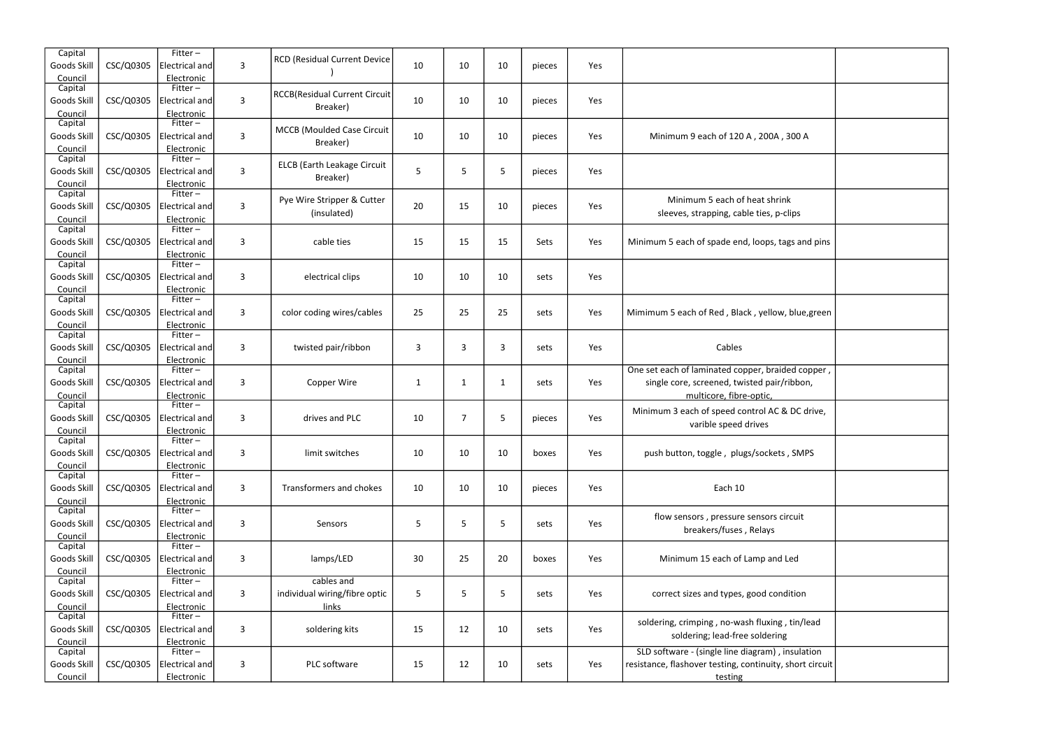| | | | | | | | | | | | |
|---|---|---|---|---|---|---|---|---|---|---|---|
| Capital Goods Skill Council | CSC/Q0305 | Fitter – Electrical and Electronic | 3 | RCD (Residual Current Device ) | 10 | 10 | 10 | pieces | Yes | | |
| Capital Goods Skill Council | CSC/Q0305 | Fitter – Electrical and Electronic | 3 | RCCB(Residual Current Circuit Breaker) | 10 | 10 | 10 | pieces | Yes | | |
| Capital Goods Skill Council | CSC/Q0305 | Fitter – Electrical and Electronic | 3 | MCCB (Moulded Case Circuit Breaker) | 10 | 10 | 10 | pieces | Yes | Minimum 9 each of 120 A , 200A , 300 A | |
| Capital Goods Skill Council | CSC/Q0305 | Fitter – Electrical and Electronic | 3 | ELCB (Earth Leakage Circuit Breaker) | 5 | 5 | 5 | pieces | Yes | | |
| Capital Goods Skill Council | CSC/Q0305 | Fitter – Electrical and Electronic | 3 | Pye Wire Stripper & Cutter (insulated) | 20 | 15 | 10 | pieces | Yes | Minimum 5 each of heat shrink sleeves, strapping, cable ties, p-clips | |
| Capital Goods Skill Council | CSC/Q0305 | Fitter – Electrical and Electronic | 3 | cable ties | 15 | 15 | 15 | Sets | Yes | Minimum 5 each of spade end, loops, tags and pins | |
| Capital Goods Skill Council | CSC/Q0305 | Fitter – Electrical and Electronic | 3 | electrical clips | 10 | 10 | 10 | sets | Yes | | |
| Capital Goods Skill Council | CSC/Q0305 | Fitter – Electrical and Electronic | 3 | color coding wires/cables | 25 | 25 | 25 | sets | Yes | Mimimum 5 each of Red , Black , yellow, blue,green | |
| Capital Goods Skill Council | CSC/Q0305 | Fitter – Electrical and Electronic | 3 | twisted pair/ribbon | 3 | 3 | 3 | sets | Yes | Cables | |
| Capital Goods Skill Council | CSC/Q0305 | Fitter – Electrical and Electronic | 3 | Copper Wire | 1 | 1 | 1 | sets | Yes | One set each of laminated copper, braided copper , single core, screened, twisted pair/ribbon, multicore, fibre-optic, | |
| Capital Goods Skill Council | CSC/Q0305 | Fitter – Electrical and Electronic | 3 | drives and PLC | 10 | 7 | 5 | pieces | Yes | Minimum 3 each of speed control AC & DC drive, varible speed drives | |
| Capital Goods Skill Council | CSC/Q0305 | Fitter – Electrical and Electronic | 3 | limit switches | 10 | 10 | 10 | boxes | Yes | push button, toggle , plugs/sockets , SMPS | |
| Capital Goods Skill Council | CSC/Q0305 | Fitter – Electrical and Electronic | 3 | Transformers and chokes | 10 | 10 | 10 | pieces | Yes | Each 10 | |
| Capital Goods Skill Council | CSC/Q0305 | Fitter – Electrical and Electronic | 3 | Sensors | 5 | 5 | 5 | sets | Yes | flow sensors , pressure sensors circuit breakers/fuses , Relays | |
| Capital Goods Skill Council | CSC/Q0305 | Fitter – Electrical and Electronic | 3 | lamps/LED | 30 | 25 | 20 | boxes | Yes | Minimum 15 each of Lamp and Led | |
| Capital Goods Skill Council | CSC/Q0305 | Fitter – Electrical and Electronic | 3 | cables and individual wiring/fibre optic links | 5 | 5 | 5 | sets | Yes | correct sizes and types, good condition | |
| Capital Goods Skill Council | CSC/Q0305 | Fitter – Electrical and Electronic | 3 | soldering kits | 15 | 12 | 10 | sets | Yes | soldering, crimping , no-wash fluxing , tin/lead soldering; lead-free soldering | |
| Capital Goods Skill Council | CSC/Q0305 | Fitter – Electrical and Electronic | 3 | PLC software | 15 | 12 | 10 | sets | Yes | SLD software - (single line diagram) , insulation resistance, flashover testing, continuity, short circuit testing | |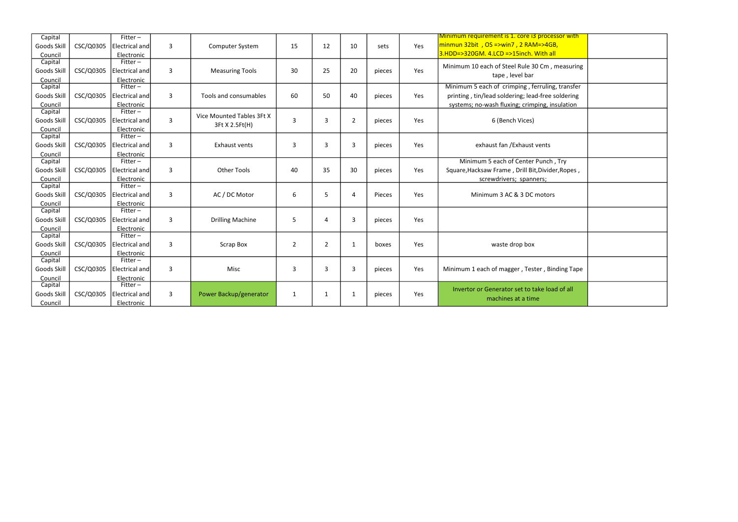| | | | | | | | | | | | |
|---|---|---|---|---|---|---|---|---|---|---|---|
| Capital Goods Skill Council | CSC/Q0305 | Fitter – Electrical and Electronic | 3 | Computer System | 15 | 12 | 10 | sets | Yes | Minimum requirement is 1. core i3 processor with minmun 32bit , OS =>win7 , 2 RAM=>4GB, 3.HDD=>320GM. 4.LCD =>15inch. With all | |
| Capital Goods Skill Council | CSC/Q0305 | Fitter – Electrical and Electronic | 3 | Measuring Tools | 30 | 25 | 20 | pieces | Yes | Minimum 10 each of Steel Rule 30 Cm , measuring tape , level bar | |
| Capital Goods Skill Council | CSC/Q0305 | Fitter – Electrical and Electronic | 3 | Tools and consumables | 60 | 50 | 40 | pieces | Yes | Minimum 5 each of crimping , ferruling, transfer printing , tin/lead soldering; lead-free soldering systems; no-wash fluxing; crimping, insulation | |
| Capital Goods Skill Council | CSC/Q0305 | Fitter – Electrical and Electronic | 3 | Vice Mounted Tables 3Ft X 3Ft X 2.5Ft(H) | 3 | 3 | 2 | pieces | Yes | 6 (Bench Vices) | |
| Capital Goods Skill Council | CSC/Q0305 | Fitter – Electrical and Electronic | 3 | Exhaust vents | 3 | 3 | 3 | pieces | Yes | exhaust fan /Exhaust vents | |
| Capital Goods Skill Council | CSC/Q0305 | Fitter – Electrical and Electronic | 3 | Other Tools | 40 | 35 | 30 | pieces | Yes | Minimum 5 each of Center Punch , Try Square,Hacksaw Frame , Drill Bit,Divider,Ropes , screwdrivers; spanners; | |
| Capital Goods Skill Council | CSC/Q0305 | Fitter – Electrical and Electronic | 3 | AC / DC Motor | 6 | 5 | 4 | Pieces | Yes | Minimum 3 AC & 3 DC motors | |
| Capital Goods Skill Council | CSC/Q0305 | Fitter – Electrical and Electronic | 3 | Drilling Machine | 5 | 4 | 3 | pieces | Yes | | |
| Capital Goods Skill Council | CSC/Q0305 | Fitter – Electrical and Electronic | 3 | Scrap Box | 2 | 2 | 1 | boxes | Yes | waste drop box | |
| Capital Goods Skill Council | CSC/Q0305 | Fitter – Electrical and Electronic | 3 | Misc | 3 | 3 | 3 | pieces | Yes | Minimum 1 each of magger , Tester , Binding Tape | |
| Capital Goods Skill Council | CSC/Q0305 | Fitter – Electrical and Electronic | 3 | Power Backup/generator | 1 | 1 | 1 | pieces | Yes | Invertor or Generator set to take load of all machines at a time | |